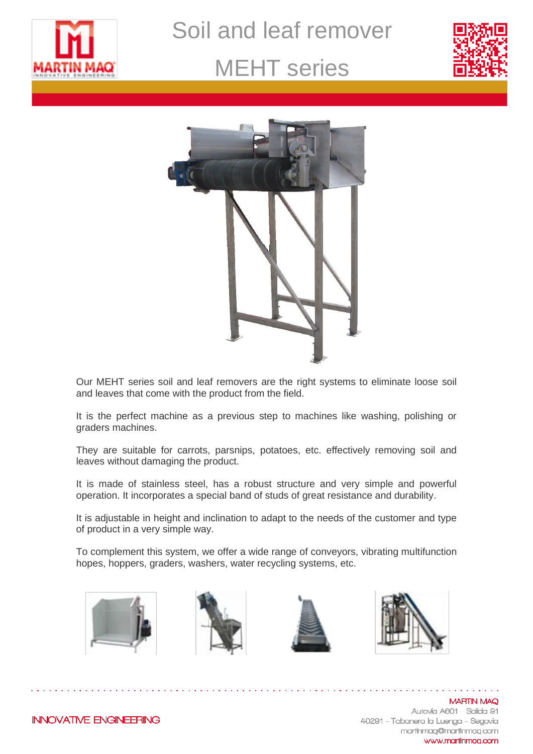# Soil and leaf remover

# MEHT series

Our MEHT series soil and leaf removers are the right systems to eliminate loose soil and leaves that come with the product from the field.

It is the perfect machine as a previous step to machines like washing, polishing or graders machines.

They are suitable for carrots, parsnips, potatoes, etc. effectively removing soil and leaves without damaging the product.

It is made of stainless steel, has a robust structure and very simple and powerful operation. It incorporates a special band of studs of great resistance and durability.

It is adjustable in height and inclination to adapt to the needs of the customer and type of product in a very simple way.

To complement this system, we offer a wide range of conveyors, vibrating multifunction hopes, hoppers, graders, washers, water recycling systems, etc.

INNOVATIVE ENGINEERING

MARTIN MAQ
Autovía A601 – Salida 91
40291 - Tabanera la Luenga - Segovia
martinmaq@martinmaq.com
www.martinmaq.com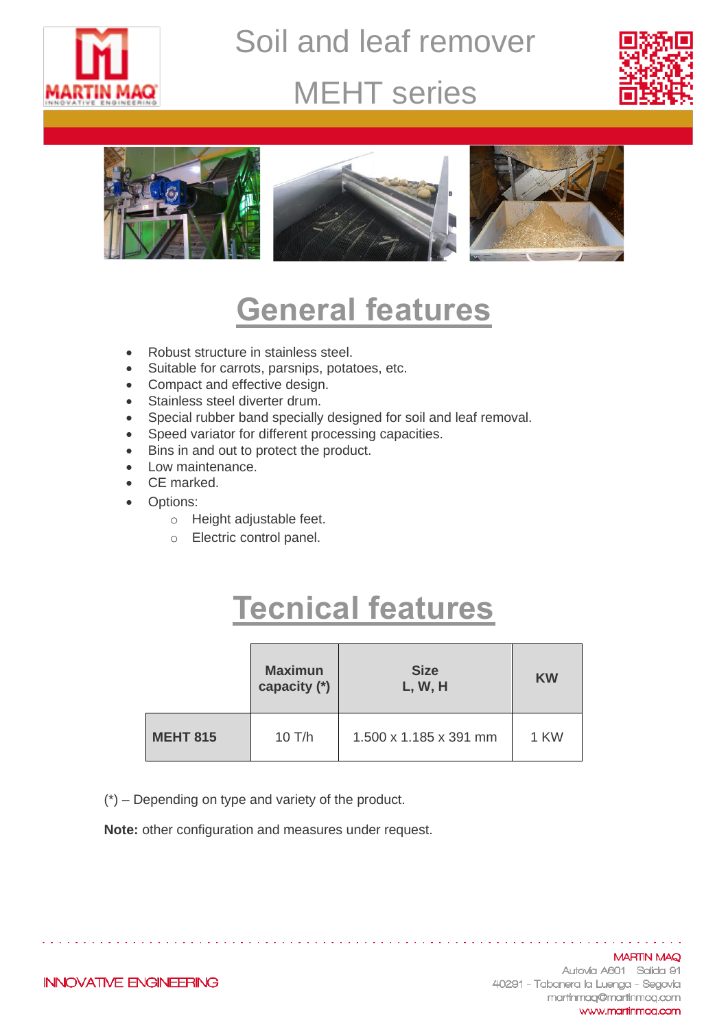# Soil and leaf remover

# MEHT series

## General features

- Robust structure in stainless steel.
- Suitable for carrots, parsnips, potatoes, etc.
- Compact and effective design.
- Stainless steel diverter drum.
- Special rubber band specially designed for soil and leaf removal.
- Speed variator for different processing capacities.
- Bins in and out to protect the product.
- Low maintenance.
- CE marked.
- Options:
    - Height adjustable feet.
    - Electric control panel.

## Tecnical features

| | Maximun capacity (*) | Size L, W, H | KW |
|---|---|---|---|
| **MEHT 815** | 10 T/h | 1.500 x 1.185 x 391 mm | 1 KW |

(*) – Depending on type and variety of the product.

**Note:** other configuration and measures under request.

INNOVATIVE ENGINEERING

MARTIN MAQ
Autovía A601 – Salida 91
40291 - Tabanera la Luenga - Segovia
martinmaq@martinmaq.com
www.martinmaq.com